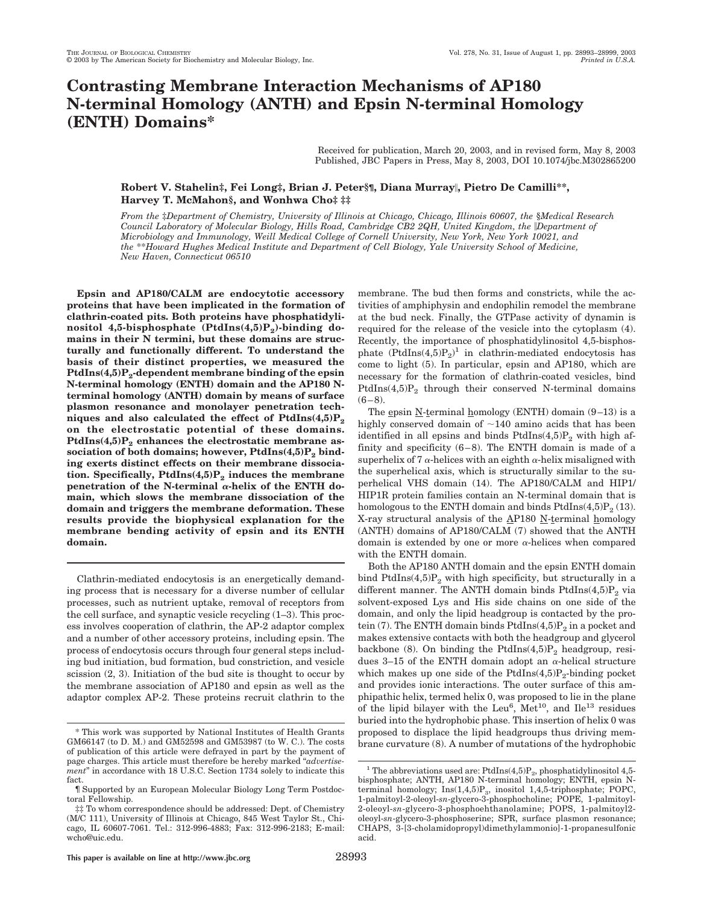# Contrasting Membrane Interaction Mechanisms of AP180 N-terminal Homology (ANTH) and Epsin N-terminal Homology (ENTH) Domains*

Received for publication, March 20, 2003, and in revised form, May 8, 2003
Published, JBC Papers in Press, May 8, 2003, DOI 10.1074/jbc.M302865200

**Robert V. Stahelin‡, Fei Long‡, Brian J. Peter§¶, Diana Murray‖, Pietro De Camilli\*\*, Harvey T. McMahon§, and Wonhwa Cho‡ ‡‡**

*From the ‡Department of Chemistry, University of Illinois at Chicago, Chicago, Illinois 60607, the §Medical Research Council Laboratory of Molecular Biology, Hills Road, Cambridge CB2 2QH, United Kingdom, the ‖Department of Microbiology and Immunology, Weill Medical College of Cornell University, New York, New York 10021, and the \*\*Howard Hughes Medical Institute and Department of Cell Biology, Yale University School of Medicine, New Haven, Connecticut 06510*

**Epsin and AP180/CALM are endocytotic accessory proteins that have been implicated in the formation of clathrin-coated pits. Both proteins have phosphatidylinositol 4,5-bisphosphate (PtdIns(4,5)$P_2$)-binding domains in their N termini, but these domains are structurally and functionally different. To understand the basis of their distinct properties, we measured the PtdIns(4,5)$P_2$-dependent membrane binding of the epsin N-terminal homology (ENTH) domain and the AP180 N-terminal homology (ANTH) domain by means of surface plasmon resonance and monolayer penetration techniques and also calculated the effect of PtdIns(4,5)$P_2$ on the electrostatic potential of these domains. PtdIns(4,5)$P_2$ enhances the electrostatic membrane association of both domains; however, PtdIns(4,5)$P_2$ binding exerts distinct effects on their membrane dissociation. Specifically, PtdIns(4,5)$P_2$ induces the membrane penetration of the N-terminal α-helix of the ENTH domain, which slows the membrane dissociation of the domain and triggers the membrane deformation. These results provide the biophysical explanation for the membrane bending activity of epsin and its ENTH domain.**

Clathrin-mediated endocytosis is an energetically demanding process that is necessary for a diverse number of cellular processes, such as nutrient uptake, removal of receptors from the cell surface, and synaptic vesicle recycling (1–3). This process involves cooperation of clathrin, the AP-2 adaptor complex and a number of other accessory proteins, including epsin. The process of endocytosis occurs through four general steps including bud initiation, bud formation, bud constriction, and vesicle scission (2, 3). Initiation of the bud site is thought to occur by the membrane association of AP180 and epsin as well as the adaptor complex AP-2. These proteins recruit clathrin to the membrane. The bud then forms and constricts, while the activities of amphiphysin and endophilin remodel the membrane at the bud neck. Finally, the GTPase activity of dynamin is required for the release of the vesicle into the cytoplasm (4). Recently, the importance of phosphatidylinositol 4,5-bisphosphate (PtdIns(4,5)$P_2$)[1] in clathrin-mediated endocytosis has come to light (5). In particular, epsin and AP180, which are necessary for the formation of clathrin-coated vesicles, bind PtdIns(4,5)$P_2$ through their conserved N-terminal domains (6–8).

The epsin N-terminal homology (ENTH) domain (9–13) is a highly conserved domain of ~140 amino acids that has been identified in all epsins and binds PtdIns(4,5)$P_2$ with high affinity and specificity (6–8). The ENTH domain is made of a superhelix of 7 α-helices with an eighth α-helix misaligned with the superhelical axis, which is structurally similar to the superhelical VHS domain (14). The AP180/CALM and HIP1/HIP1R protein families contain an N-terminal domain that is homologous to the ENTH domain and binds PtdIns(4,5)$P_2$ (13). X-ray structural analysis of the AP180 N-terminal homology (ANTH) domains of AP180/CALM (7) showed that the ANTH domain is extended by one or more α-helices when compared with the ENTH domain.

Both the AP180 ANTH domain and the epsin ENTH domain bind PtdIns(4,5)$P_2$ with high specificity, but structurally in a different manner. The ANTH domain binds PtdIns(4,5)$P_2$ via solvent-exposed Lys and His side chains on one side of the domain, and only the lipid headgroup is contacted by the protein (7). The ENTH domain binds PtdIns(4,5)$P_2$ in a pocket and makes extensive contacts with both the headgroup and glycerol backbone (8). On binding the PtdIns(4,5)$P_2$ headgroup, residues 3–15 of the ENTH domain adopt an α-helical structure which makes up one side of the PtdIns(4,5)$P_2$-binding pocket and provides ionic interactions. The outer surface of this amphipathic helix, termed helix 0, was proposed to lie in the plane of the lipid bilayer with the Leu[6], Met[10], and Ile[13] residues buried into the hydrophobic phase. This insertion of helix 0 was proposed to displace the lipid headgroups thus driving membrane curvature (8). A number of mutations of the hydrophobic

\* This work was supported by National Institutes of Health Grants GM66147 (to D. M.) and GM52598 and GM53987 (to W. C.). The costs of publication of this article were defrayed in part by the payment of page charges. This article must therefore be hereby marked "*advertisement*" in accordance with 18 U.S.C. Section 1734 solely to indicate this fact.

¶ Supported by an European Molecular Biology Long Term Postdoctoral Fellowship.

‡‡ To whom correspondence should be addressed: Dept. of Chemistry (M/C 111), University of Illinois at Chicago, 845 West Taylor St., Chicago, IL 60607-7061. Tel.: 312-996-4883; Fax: 312-996-2183; E-mail: wcho@uic.edu.

[1] The abbreviations used are: PtdIns(4,5)$P_2$, phosphatidylinositol 4,5-bisphosphate; ANTH, AP180 N-terminal homology; ENTH, epsin N-terminal homology; Ins(1,4,5)$P_3$, inositol 1,4,5-triphosphate; POPC, 1-palmitoyl-2-oleoyl-*sn*-glycero-3-phosphocholine; POPE, 1-palmitoyl-2-oleoyl-*sn*-glycero-3-phosphoehthanolamine; POPS, 1-palmitoyl2-oleoyl-*sn*-glycero-3-phosphoserine; SPR, surface plasmon resonance; CHAPS, 3-[3-cholamidopropyl)dimethylammonio]-1-propanesulfonic acid.

This paper is available on line at http://www.jbc.org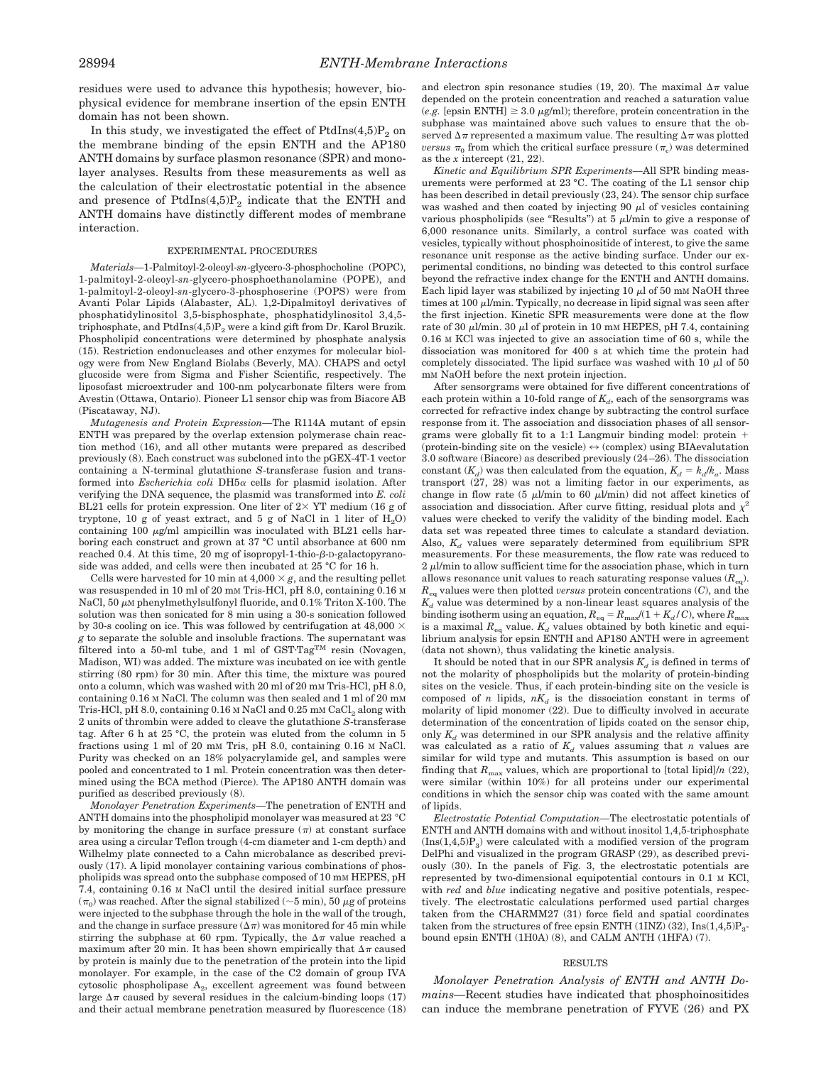residues were used to advance this hypothesis; however, biophysical evidence for membrane insertion of the epsin ENTH domain has not been shown.

In this study, we investigated the effect of PtdIns(4,5)$P_2$ on the membrane binding of the epsin ENTH and the AP180 ANTH domains by surface plasmon resonance (SPR) and monolayer analyses. Results from these measurements as well as the calculation of their electrostatic potential in the absence and presence of PtdIns(4,5)$P_2$ indicate that the ENTH and ANTH domains have distinctly different modes of membrane interaction.

## EXPERIMENTAL PROCEDURES

*Materials*—1-Palmitoyl-2-oleoyl-*sn*-glycero-3-phosphocholine (POPC), 1-palmitoyl-2-oleoyl-*sn*-glycero-phosphoethanolamine (POPE), and 1-palmitoyl-2-oleoyl-*sn*-glycero-3-phosphoserine (POPS) were from Avanti Polar Lipids (Alabaster, AL). 1,2-Dipalmitoyl derivatives of phosphatidylinositol 3,5-bisphosphate, phosphatidylinositol 3,4,5-triphosphate, and PtdIns(4,5)$P_2$ were a kind gift from Dr. Karol Bruzik. Phospholipid concentrations were determined by phosphate analysis (15). Restriction endonucleases and other enzymes for molecular biology were from New England Biolabs (Beverly, MA). CHAPS and octyl glucoside were from Sigma and Fisher Scientific, respectively. The liposofast microextruder and 100-nm polycarbonate filters were from Avestin (Ottawa, Ontario). Pioneer L1 sensor chip was from Biacore AB (Piscataway, NJ).

*Mutagenesis and Protein Expression*—The R114A mutant of epsin ENTH was prepared by the overlap extension polymerase chain reaction method (16), and all other mutants were prepared as described previously (8). Each construct was subcloned into the pGEX-4T-1 vector containing a N-terminal glutathione *S*-transferase fusion and transformed into *Escherichia coli* DH5α cells for plasmid isolation. After verifying the DNA sequence, the plasmid was transformed into *E. coli* BL21 cells for protein expression. One liter of 2× YT medium (16 g of tryptone, 10 g of yeast extract, and 5 g of NaCl in 1 liter of $H_2O$) containing 100 μg/ml ampicillin was inoculated with BL21 cells harboring each construct and grown at 37 °C until absorbance at 600 nm reached 0.4. At this time, 20 mg of isopropyl-1-thio-β-D-galactopyranoside was added, and cells were then incubated at 25 °C for 16 h.

Cells were harvested for 10 min at 4,000 × *g*, and the resulting pellet was resuspended in 10 ml of 20 mM Tris-HCl, pH 8.0, containing 0.16 M NaCl, 50 μM phenylmethylsulfonyl fluoride, and 0.1% Triton X-100. The solution was then sonicated for 8 min using a 30-s sonication followed by 30-s cooling on ice. This was followed by centrifugation at 48,000 × *g* to separate the soluble and insoluble fractions. The supernatant was filtered into a 50-ml tube, and 1 ml of GST·Tag™ resin (Novagen, Madison, WI) was added. The mixture was incubated on ice with gentle stirring (80 rpm) for 30 min. After this time, the mixture was poured onto a column, which was washed with 20 ml of 20 mM Tris-HCl, pH 8.0, containing 0.16 M NaCl. The column was then sealed and 1 ml of 20 mM Tris-HCl, pH 8.0, containing 0.16 M NaCl and 0.25 mM $CaCl_2$ along with 2 units of thrombin were added to cleave the glutathione *S*-transferase tag. After 6 h at 25 °C, the protein was eluted from the column in 5 fractions using 1 ml of 20 mM Tris, pH 8.0, containing 0.16 M NaCl. Purity was checked on an 18% polyacrylamide gel, and samples were pooled and concentrated to 1 ml. Protein concentration was then determined using the BCA method (Pierce). The AP180 ANTH domain was purified as described previously (8).

*Monolayer Penetration Experiments*—The penetration of ENTH and ANTH domains into the phospholipid monolayer was measured at 23 °C by monitoring the change in surface pressure (π) at constant surface area using a circular Teflon trough (4-cm diameter and 1-cm depth) and Wilhelmy plate connected to a Cahn microbalance as described previously (17). A lipid monolayer containing various combinations of phospholipids was spread onto the subphase composed of 10 mM HEPES, pH 7.4, containing 0.16 M NaCl until the desired initial surface pressure ($\pi_0$) was reached. After the signal stabilized (~5 min), 50 μg of proteins were injected to the subphase through the hole in the wall of the trough, and the change in surface pressure (Δπ) was monitored for 45 min while stirring the subphase at 60 rpm. Typically, the Δπ value reached a maximum after 20 min. It has been shown empirically that Δπ caused by protein is mainly due to the penetration of the protein into the lipid monolayer. For example, in the case of the C2 domain of group IVA cytosolic phospholipase $A_2$, excellent agreement was found between large Δπ caused by several residues in the calcium-binding loops (17) and their actual membrane penetration measured by fluorescence (18) and electron spin resonance studies (19, 20). The maximal Δπ value depended on the protein concentration and reached a saturation value (*e.g.* [epsin ENTH] ≥ 3.0 μg/ml); therefore, protein concentration in the subphase was maintained above such values to ensure that the observed Δπ represented a maximum value. The resulting Δπ was plotted *versus* $\pi_0$ from which the critical surface pressure ($\pi_c$) was determined as the *x* intercept (21, 22).

*Kinetic and Equilibrium SPR Experiments*—All SPR binding measurements were performed at 23 °C. The coating of the L1 sensor chip has been described in detail previously (23, 24). The sensor chip surface was washed and then coated by injecting 90 μl of vesicles containing various phospholipids (see "Results") at 5 μl/min to give a response of 6,000 resonance units. Similarly, a control surface was coated with vesicles, typically without phosphoinositide of interest, to give the same resonance unit response as the active binding surface. Under our experimental conditions, no binding was detected to this control surface beyond the refractive index change for the ENTH and ANTH domains. Each lipid layer was stabilized by injecting 10 μl of 50 mM NaOH three times at 100 μl/min. Typically, no decrease in lipid signal was seen after the first injection. Kinetic SPR measurements were done at the flow rate of 30 μl/min. 30 μl of protein in 10 mM HEPES, pH 7.4, containing 0.16 M KCl was injected to give an association time of 60 s, while the dissociation was monitored for 400 s at which time the protein had completely dissociated. The lipid surface was washed with 10 μl of 50 mM NaOH before the next protein injection.

After sensorgrams were obtained for five different concentrations of each protein within a 10-fold range of $K_d$, each of the sensorgrams was corrected for refractive index change by subtracting the control surface response from it. The association and dissociation phases of all sensorgrams were globally fit to a 1:1 Langmuir binding model: protein + (protein-binding site on the vesicle) ↔ (complex) using BIAevalutation 3.0 software (Biacore) as described previously (24–26). The dissociation constant ($K_d$) was then calculated from the equation, $K_d = k_d/k_a$. Mass transport (27, 28) was not a limiting factor in our experiments, as change in flow rate (5 μl/min to 60 μl/min) did not affect kinetics of association and dissociation. After curve fitting, residual plots and $\chi^2$ values were checked to verify the validity of the binding model. Each data set was repeated three times to calculate a standard deviation. Also, $K_d$ values were separately determined from equilibrium SPR measurements. For these measurements, the flow rate was reduced to 2 μl/min to allow sufficient time for the association phase, which in turn allows resonance unit values to reach saturating response values ($R_{eq}$). $R_{eq}$ values were then plotted *versus* protein concentrations (*C*), and the $K_d$ value was determined by a non-linear least squares analysis of the binding isotherm using an equation, $R_{eq} = R_{max}/(1 + K_d/C)$, where $R_{max}$ is a maximal $R_{eq}$ value. $K_d$ values obtained by both kinetic and equilibrium analysis for epsin ENTH and AP180 ANTH were in agreement (data not shown), thus validating the kinetic analysis.

It should be noted that in our SPR analysis $K_d$ is defined in terms of not the molarity of phospholipids but the molarity of protein-binding sites on the vesicle. Thus, if each protein-binding site on the vesicle is composed of *n* lipids, $nK_d$ is the dissociation constant in terms of molarity of lipid monomer (22). Due to difficulty involved in accurate determination of the concentration of lipids coated on the sensor chip, only $K_d$ was determined in our SPR analysis and the relative affinity was calculated as a ratio of $K_d$ values assuming that *n* values are similar for wild type and mutants. This assumption is based on our finding that $R_{max}$ values, which are proportional to [total lipid]/*n* (22), were similar (within 10%) for all proteins under our experimental conditions in which the sensor chip was coated with the same amount of lipids.

*Electrostatic Potential Computation*—The electrostatic potentials of ENTH and ANTH domains with and without inositol 1,4,5-triphosphate (Ins(1,4,5)$P_3$) were calculated with a modified version of the program DelPhi and visualized in the program GRASP (29), as described previously (30). In the panels of Fig. 3, the electrostatic potentials are represented by two-dimensional equipotential contours in 0.1 M KCl, with *red* and *blue* indicating negative and positive potentials, respectively. The electrostatic calculations performed used partial charges taken from the CHARMM27 (31) force field and spatial coordinates taken from the structures of free epsin ENTH (1INZ) (32), Ins(1,4,5)$P_3$-bound epsin ENTH (1H0A) (8), and CALM ANTH (1HFA) (7).

## RESULTS

*Monolayer Penetration Analysis of ENTH and ANTH Domains*—Recent studies have indicated that phosphoinositides can induce the membrane penetration of FYVE (26) and PX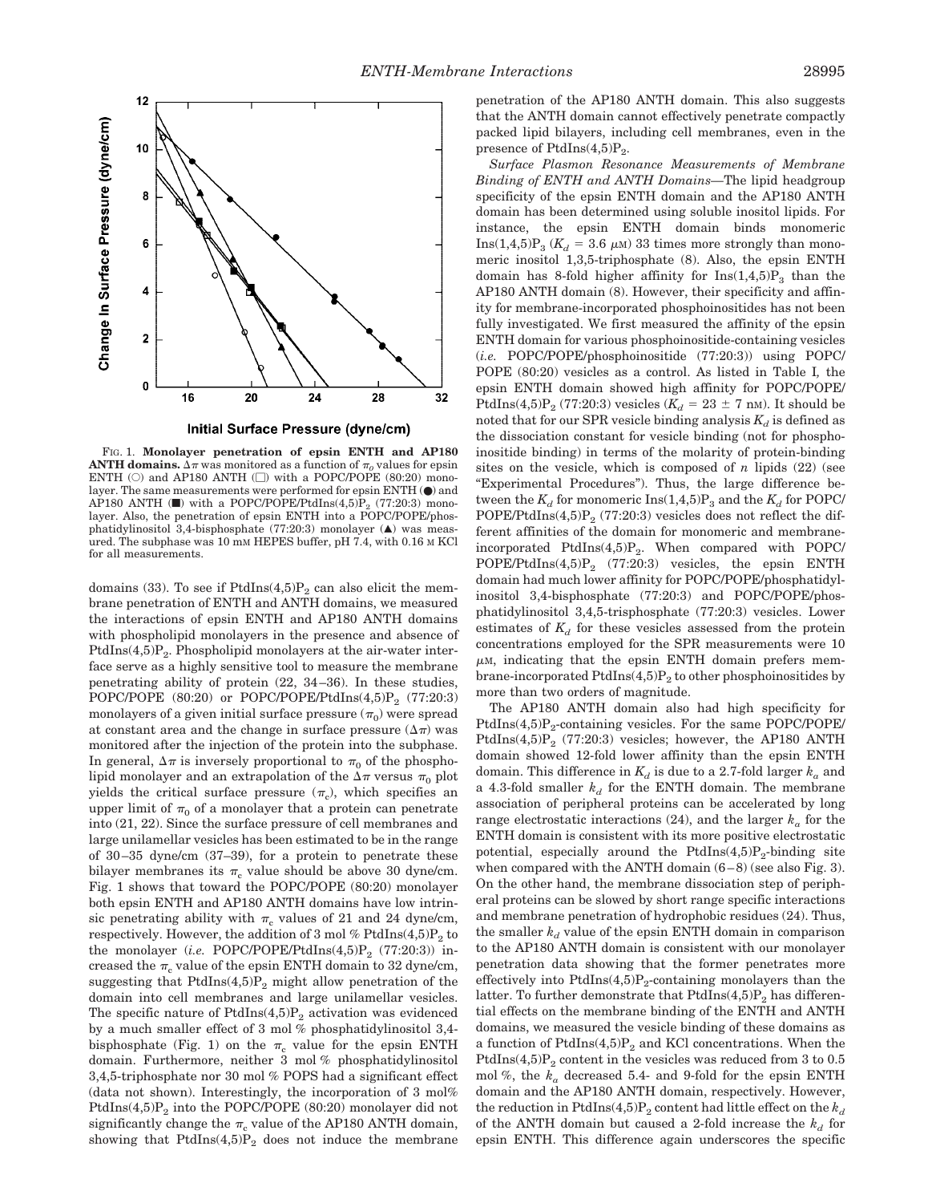FIG. 1. **Monolayer penetration of epsin ENTH and AP180 ANTH domains.** $\Delta\pi$ was monitored as a function of $\pi_o$ values for epsin ENTH (○) and AP180 ANTH (□) with a POPC/POPE (80:20) monolayer. The same measurements were performed for epsin ENTH (●) and AP180 ANTH (■) with a POPC/POPE/PtdIns(4,5)$P_2$ (77:20:3) monolayer. Also, the penetration of epsin ENTH into a POPC/POPE/phosphatidylinositol 3,4-bisphosphate (77:20:3) monolayer (▲) was measured. The subphase was 10 mM HEPES buffer, pH 7.4, with 0.16 M KCl for all measurements.

domains (33). To see if PtdIns(4,5)$P_2$ can also elicit the membrane penetration of ENTH and ANTH domains, we measured the interactions of epsin ENTH and AP180 ANTH domains with phospholipid monolayers in the presence and absence of PtdIns(4,5)$P_2$. Phospholipid monolayers at the air-water interface serve as a highly sensitive tool to measure the membrane penetrating ability of protein (22, 34–36). In these studies, POPC/POPE (80:20) or POPC/POPE/PtdIns(4,5)$P_2$ (77:20:3) monolayers of a given initial surface pressure ($\pi_0$) were spread at constant area and the change in surface pressure ($\Delta\pi$) was monitored after the injection of the protein into the subphase. In general, $\Delta\pi$ is inversely proportional to $\pi_0$ of the phospholipid monolayer and an extrapolation of the $\Delta\pi$ versus $\pi_0$ plot yields the critical surface pressure ($\pi_c$), which specifies an upper limit of $\pi_0$ of a monolayer that a protein can penetrate into (21, 22). Since the surface pressure of cell membranes and large unilamellar vesicles has been estimated to be in the range of 30–35 dyne/cm (37–39), for a protein to penetrate these bilayer membranes its $\pi_c$ value should be above 30 dyne/cm. Fig. 1 shows that toward the POPC/POPE (80:20) monolayer both epsin ENTH and AP180 ANTH domains have low intrinsic penetrating ability with $\pi_c$ values of 21 and 24 dyne/cm, respectively. However, the addition of 3 mol % PtdIns(4,5)$P_2$ to the monolayer (*i.e.* POPC/POPE/PtdIns(4,5)$P_2$ (77:20:3)) increased the $\pi_c$ value of the epsin ENTH domain to 32 dyne/cm, suggesting that PtdIns(4,5)$P_2$ might allow penetration of the domain into cell membranes and large unilamellar vesicles. The specific nature of PtdIns(4,5)$P_2$ activation was evidenced by a much smaller effect of 3 mol % phosphatidylinositol 3,4-bisphosphate (Fig. 1) on the $\pi_c$ value for the epsin ENTH domain. Furthermore, neither 3 mol % phosphatidylinositol 3,4,5-triphosphate nor 30 mol % POPS had a significant effect (data not shown). Interestingly, the incorporation of 3 mol% PtdIns(4,5)$P_2$ into the POPC/POPE (80:20) monolayer did not significantly change the $\pi_c$ value of the AP180 ANTH domain, showing that PtdIns(4,5)$P_2$ does not induce the membrane penetration of the AP180 ANTH domain. This also suggests that the ANTH domain cannot effectively penetrate compactly packed lipid bilayers, including cell membranes, even in the presence of PtdIns(4,5)$P_2$.

*Surface Plasmon Resonance Measurements of Membrane Binding of ENTH and ANTH Domains*—The lipid headgroup specificity of the epsin ENTH domain and the AP180 ANTH domain has been determined using soluble inositol lipids. For instance, the epsin ENTH domain binds monomeric Ins(1,4,5)$P_3$ ($K_d$ = 3.6 μM) 33 times more strongly than monomeric inositol 1,3,5-triphosphate (8). Also, the epsin ENTH domain has 8-fold higher affinity for Ins(1,4,5)$P_3$ than the AP180 ANTH domain (8). However, their specificity and affinity for membrane-incorporated phosphoinositides has not been fully investigated. We first measured the affinity of the epsin ENTH domain for various phosphoinositide-containing vesicles (*i.e.* POPC/POPE/phosphoinositide (77:20:3)) using POPC/POPE (80:20) vesicles as a control. As listed in Table I, the epsin ENTH domain showed high affinity for POPC/POPE/PtdIns(4,5)$P_2$ (77:20:3) vesicles ($K_d$ = 23 ± 7 nM). It should be noted that for our SPR vesicle binding analysis $K_d$ is defined as the dissociation constant for vesicle binding (not for phosphoinositide binding) in terms of the molarity of protein-binding sites on the vesicle, which is composed of *n* lipids (22) (see "Experimental Procedures"). Thus, the large difference between the $K_d$ for monomeric Ins(1,4,5)$P_3$ and the $K_d$ for POPC/POPE/PtdIns(4,5)$P_2$ (77:20:3) vesicles does not reflect the different affinities of the domain for monomeric and membrane-incorporated PtdIns(4,5)$P_2$. When compared with POPC/POPE/PtdIns(4,5)$P_2$ (77:20:3) vesicles, the epsin ENTH domain had much lower affinity for POPC/POPE/phosphatidylinositol 3,4-bisphosphate (77:20:3) and POPC/POPE/phosphatidylinositol 3,4,5-trisphosphate (77:20:3) vesicles. Lower estimates of $K_d$ for these vesicles assessed from the protein concentrations employed for the SPR measurements were 10 μM, indicating that the epsin ENTH domain prefers membrane-incorporated PtdIns(4,5)$P_2$ to other phosphoinositides by more than two orders of magnitude.

The AP180 ANTH domain also had high specificity for PtdIns(4,5)$P_2$-containing vesicles. For the same POPC/POPE/PtdIns(4,5)$P_2$ (77:20:3) vesicles; however, the AP180 ANTH domain showed 12-fold lower affinity than the epsin ENTH domain. This difference in $K_d$ is due to a 2.7-fold larger $k_a$ and a 4.3-fold smaller $k_d$ for the ENTH domain. The membrane association of peripheral proteins can be accelerated by long range electrostatic interactions (24), and the larger $k_a$ for the ENTH domain is consistent with its more positive electrostatic potential, especially around the PtdIns(4,5)$P_2$-binding site when compared with the ANTH domain (6–8) (see also Fig. 3). On the other hand, the membrane dissociation step of peripheral proteins can be slowed by short range specific interactions and membrane penetration of hydrophobic residues (24). Thus, the smaller $k_d$ value of the epsin ENTH domain in comparison to the AP180 ANTH domain is consistent with our monolayer penetration data showing that the former penetrates more effectively into PtdIns(4,5)$P_2$-containing monolayers than the latter. To further demonstrate that PtdIns(4,5)$P_2$ has differential effects on the membrane binding of the ENTH and ANTH domains, we measured the vesicle binding of these domains as a function of PtdIns(4,5)$P_2$ and KCl concentrations. When the PtdIns(4,5)$P_2$ content in the vesicles was reduced from 3 to 0.5 mol %, the $k_a$ decreased 5.4- and 9-fold for the epsin ENTH domain and the AP180 ANTH domain, respectively. However, the reduction in PtdIns(4,5)$P_2$ content had little effect on the $k_d$ of the ANTH domain but caused a 2-fold increase the $k_d$ for epsin ENTH. This difference again underscores the specific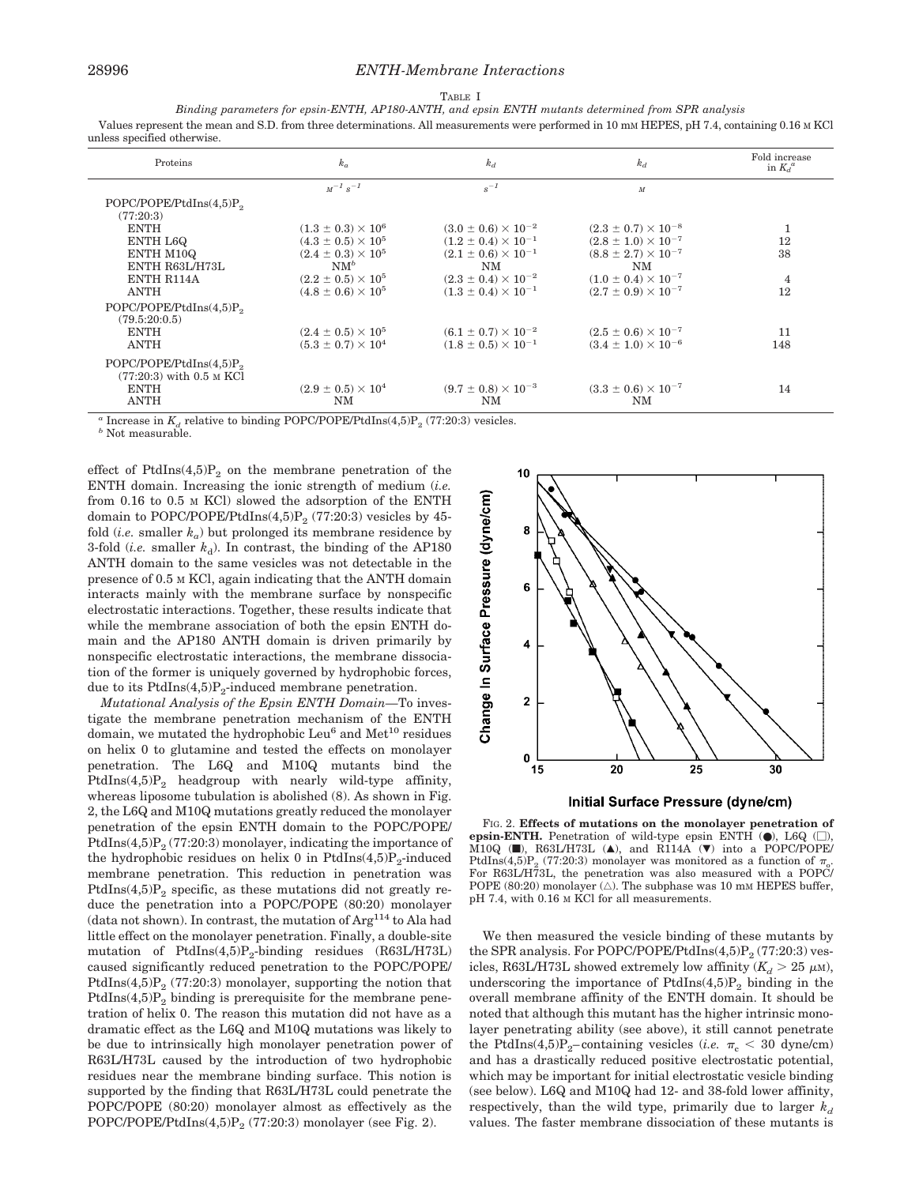TABLE I

*Binding parameters for epsin-ENTH, AP180-ANTH, and epsin ENTH mutants determined from SPR analysis*

Values represent the mean and S.D. from three determinations. All measurements were performed in 10 mM HEPES, pH 7.4, containing 0.16 M KCl unless specified otherwise.

| Proteins | $k_a$ | $k_d$ | $K_d$ | Fold increase in $K_d$[a] |
|---|---|---|---|---|
| | $M^{-1} s^{-1}$ | $s^{-1}$ | $M$ | |
| POPC/POPE/PtdIns(4,5)$P_2$ (77:20:3) | | | | |
| ENTH | $(1.3 \pm 0.3) \times 10^6$ | $(3.0 \pm 0.6) \times 10^{-2}$ | $(2.3 \pm 0.7) \times 10^{-8}$ | 1 |
| ENTH L6Q | $(4.3 \pm 0.5) \times 10^5$ | $(1.2 \pm 0.4) \times 10^{-1}$ | $(2.8 \pm 1.0) \times 10^{-7}$ | 12 |
| ENTH M10Q | $(2.4 \pm 0.3) \times 10^5$ | $(2.1 \pm 0.6) \times 10^{-1}$ | $(8.8 \pm 2.7) \times 10^{-7}$ | 38 |
| ENTH R63L/H73L | NM[b] | NM | NM | |
| ENTH R114A | $(2.2 \pm 0.5) \times 10^5$ | $(2.3 \pm 0.4) \times 10^{-2}$ | $(1.0 \pm 0.4) \times 10^{-7}$ | 4 |
| ANTH | $(4.8 \pm 0.6) \times 10^5$ | $(1.3 \pm 0.4) \times 10^{-1}$ | $(2.7 \pm 0.9) \times 10^{-7}$ | 12 |
| POPC/POPE/PtdIns(4,5)$P_2$ (79.5:20:0.5) | | | | |
| ENTH | $(2.4 \pm 0.5) \times 10^5$ | $(6.1 \pm 0.7) \times 10^{-2}$ | $(2.5 \pm 0.6) \times 10^{-7}$ | 11 |
| ANTH | $(5.3 \pm 0.7) \times 10^4$ | $(1.8 \pm 0.5) \times 10^{-1}$ | $(3.4 \pm 1.0) \times 10^{-6}$ | 148 |
| POPC/POPE/PtdIns(4,5)$P_2$ (77:20:3) with 0.5 M KCl | | | | |
| ENTH | $(2.9 \pm 0.5) \times 10^4$ | $(9.7 \pm 0.8) \times 10^{-3}$ | $(3.3 \pm 0.6) \times 10^{-7}$ | 14 |
| ANTH | NM | NM | NM | |

[a] Increase in $K_d$ relative to binding POPC/POPE/PtdIns(4,5)$P_2$ (77:20:3) vesicles.

[b] Not measurable.

effect of PtdIns(4,5)$P_2$ on the membrane penetration of the ENTH domain. Increasing the ionic strength of medium (*i.e.* from 0.16 to 0.5 M KCl) slowed the adsorption of the ENTH domain to POPC/POPE/PtdIns(4,5)$P_2$ (77:20:3) vesicles by 45-fold (*i.e.* smaller $k_a$) but prolonged its membrane residence by 3-fold (*i.e.* smaller $k_d$). In contrast, the binding of the AP180 ANTH domain to the same vesicles was not detectable in the presence of 0.5 M KCl, again indicating that the ANTH domain interacts mainly with the membrane surface by nonspecific electrostatic interactions. Together, these results indicate that while the membrane association of both the epsin ENTH domain and the AP180 ANTH domain is driven primarily by nonspecific electrostatic interactions, the membrane dissociation of the former is uniquely governed by hydrophobic forces, due to its PtdIns(4,5)$P_2$-induced membrane penetration.

*Mutational Analysis of the Epsin ENTH Domain*—To investigate the membrane penetration mechanism of the ENTH domain, we mutated the hydrophobic $Leu^6$ and $Met^{10}$ residues on helix 0 to glutamine and tested the effects on monolayer penetration. The L6Q and M10Q mutants bind the PtdIns(4,5)$P_2$ headgroup with nearly wild-type affinity, whereas liposome tubulation is abolished (8). As shown in Fig. 2, the L6Q and M10Q mutations greatly reduced the monolayer penetration of the epsin ENTH domain to the POPC/POPE/PtdIns(4,5)$P_2$ (77:20:3) monolayer, indicating the importance of the hydrophobic residues on helix 0 in PtdIns(4,5)$P_2$-induced membrane penetration. This reduction in penetration was PtdIns(4,5)$P_2$ specific, as these mutations did not greatly reduce the penetration into a POPC/POPE (80:20) monolayer (data not shown). In contrast, the mutation of $Arg^{114}$ to Ala had little effect on the monolayer penetration. Finally, a double-site mutation of PtdIns(4,5)$P_2$-binding residues (R63L/H73L) caused significantly reduced penetration to the POPC/POPE/PtdIns(4,5)$P_2$ (77:20:3) monolayer, supporting the notion that PtdIns(4,5)$P_2$ binding is prerequisite for the membrane penetration of helix 0. The reason this mutation did not have as a dramatic effect as the L6Q and M10Q mutations was likely to be due to intrinsically high monolayer penetration power of R63L/H73L caused by the introduction of two hydrophobic residues near the membrane binding surface. This notion is supported by the finding that R63L/H73L could penetrate the POPC/POPE (80:20) monolayer almost as effectively as the POPC/POPE/PtdIns(4,5)$P_2$ (77:20:3) monolayer (see Fig. 2).

FIG. 2. **Effects of mutations on the monolayer penetration of epsin-ENTH.** Penetration of wild-type epsin ENTH (●), L6Q (□), M10Q (■), R63L/H73L (▲), and R114A (▼) into a POPC/POPE/PtdIns(4,5)$P_2$ (77:20:3) monolayer was monitored as a function of $\pi_o$. For R63L/H73L, the penetration was also measured with a POPC/POPE (80:20) monolayer (△). The subphase was 10 mM HEPES buffer, pH 7.4, with 0.16 M KCl for all measurements.

We then measured the vesicle binding of these mutants by the SPR analysis. For POPC/POPE/PtdIns(4,5)$P_2$ (77:20:3) vesicles, R63L/H73L showed extremely low affinity ($K_d > 25$ μM), underscoring the importance of PtdIns(4,5)$P_2$ binding in the overall membrane affinity of the ENTH domain. It should be noted that although this mutant has the higher intrinsic monolayer penetrating ability (see above), it still cannot penetrate the PtdIns(4,5)$P_2$–containing vesicles (*i.e.* $\pi_c < 30$ dyne/cm) and has a drastically reduced positive electrostatic potential, which may be important for initial electrostatic vesicle binding (see below). L6Q and M10Q had 12- and 38-fold lower affinity, respectively, than the wild type, primarily due to larger $k_d$ values. The faster membrane dissociation of these mutants is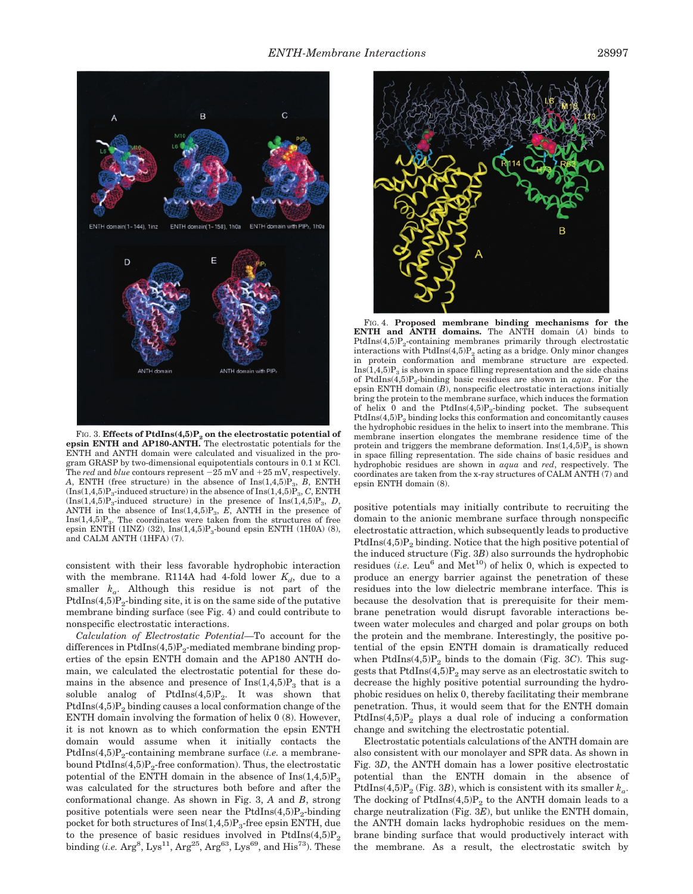FIG. 3. **Effects of PtdIns(4,5)$P_2$ on the electrostatic potential of epsin ENTH and AP180-ANTH.** The electrostatic potentials for the ENTH and ANTH domain were calculated and visualized in the program GRASP by two-dimensional equipotentials contours in 0.1 M KCl. The *red* and *blue* contours represent −25 mV and +25 mV, respectively. *A*, ENTH (free structure) in the absence of Ins(1,4,5)$P_3$, *B*, ENTH (Ins(1,4,5)$P_3$-induced structure) in the absence of Ins(1,4,5)$P_3$, *C*, ENTH (Ins(1,4,5)$P_3$-induced structure) in the presence of Ins(1,4,5)$P_3$, *D*, ANTH in the absence of Ins(1,4,5)$P_3$, *E*, ANTH in the presence of Ins(1,4,5)$P_3$. The coordinates were taken from the structures of free epsin ENTH (1INZ) (32), Ins(1,4,5)$P_3$-bound epsin ENTH (1H0A) (8), and CALM ANTH (1HFA) (7).

consistent with their less favorable hydrophobic interaction with the membrane. R114A had 4-fold lower $K_d$, due to a smaller $k_a$. Although this residue is not part of the PtdIns(4,5)$P_2$-binding site, it is on the same side of the putative membrane binding surface (see Fig. 4) and could contribute to nonspecific electrostatic interactions.

*Calculation of Electrostatic Potential*—To account for the differences in PtdIns(4,5)$P_2$-mediated membrane binding properties of the epsin ENTH domain and the AP180 ANTH domain, we calculated the electrostatic potential for these domains in the absence and presence of Ins(1,4,5)$P_3$ that is a soluble analog of PtdIns(4,5)$P_2$. It was shown that PtdIns(4,5)$P_2$ binding causes a local conformation change of the ENTH domain involving the formation of helix 0 (8). However, it is not known as to which conformation the epsin ENTH domain would assume when it initially contacts the PtdIns(4,5)$P_2$-containing membrane surface (*i.e.* a membrane-bound PtdIns(4,5)$P_2$-free conformation). Thus, the electrostatic potential of the ENTH domain in the absence of Ins(1,4,5)$P_3$ was calculated for the structures both before and after the conformational change. As shown in Fig. 3, *A* and *B*, strong positive potentials were seen near the PtdIns(4,5)$P_2$-binding pocket for both structures of Ins(1,4,5)$P_3$-free epsin ENTH, due to the presence of basic residues involved in PtdIns(4,5)$P_2$ binding (*i.e.* $Arg^8$, $Lys^{11}$, $Arg^{25}$, $Arg^{63}$, $Lys^{69}$, and $His^{73}$). These positive potentials may initially contribute to recruiting the domain to the anionic membrane surface through nonspecific electrostatic attraction, which subsequently leads to productive PtdIns(4,5)$P_2$ binding. Notice that the high positive potential of the induced structure (Fig. 3*B*) also surrounds the hydrophobic residues (*i.e.* $Leu^6$ and $Met^{10}$) of helix 0, which is expected to produce an energy barrier against the penetration of these residues into the low dielectric membrane interface. This is because the desolvation that is prerequisite for their membrane penetration would disrupt favorable interactions between water molecules and charged and polar groups on both the protein and the membrane. Interestingly, the positive potential of the epsin ENTH domain is dramatically reduced when PtdIns(4,5)$P_2$ binds to the domain (Fig. 3*C*). This suggests that PtdIns(4,5)$P_2$ may serve as an electrostatic switch to decrease the highly positive potential surrounding the hydrophobic residues on helix 0, thereby facilitating their membrane penetration. Thus, it would seem that for the ENTH domain PtdIns(4,5)$P_2$ plays a dual role of inducing a conformation change and switching the electrostatic potential.

Electrostatic potentials calculations of the ANTH domain are also consistent with our monolayer and SPR data. As shown in Fig. 3*D*, the ANTH domain has a lower positive electrostatic potential than the ENTH domain in the absence of PtdIns(4,5)$P_2$ (Fig. 3*B*), which is consistent with its smaller $k_a$. The docking of PtdIns(4,5)$P_2$ to the ANTH domain leads to a charge neutralization (Fig. 3*E*), but unlike the ENTH domain, the ANTH domain lacks hydrophobic residues on the membrane binding surface that would productively interact with the membrane. As a result, the electrostatic switch by

FIG. 4. **Proposed membrane binding mechanisms for the ENTH and ANTH domains.** The ANTH domain (*A*) binds to PtdIns(4,5)$P_2$-containing membranes primarily through electrostatic interactions with PtdIns(4,5)$P_2$ acting as a bridge. Only minor changes in protein conformation and membrane structure are expected. Ins(1,4,5)$P_3$ is shown in space filling representation and the side chains of PtdIns(4,5)$P_2$-binding basic residues are shown in *aqua*. For the epsin ENTH domain (*B*), nonspecific electrostatic interactions initially bring the protein to the membrane surface, which induces the formation of helix 0 and the PtdIns(4,5)$P_2$-binding pocket. The subsequent PtdIns(4,5)$P_2$ binding locks this conformation and concomitantly causes the hydrophobic residues in the helix to insert into the membrane. This membrane insertion elongates the membrane residence time of the protein and triggers the membrane deformation. Ins(1,4,5)$P_3$ is shown in space filling representation. The side chains of basic residues and hydrophobic residues are shown in *aqua* and *red*, respectively. The coordinates are taken from the x-ray structures of CALM ANTH (7) and epsin ENTH domain (8).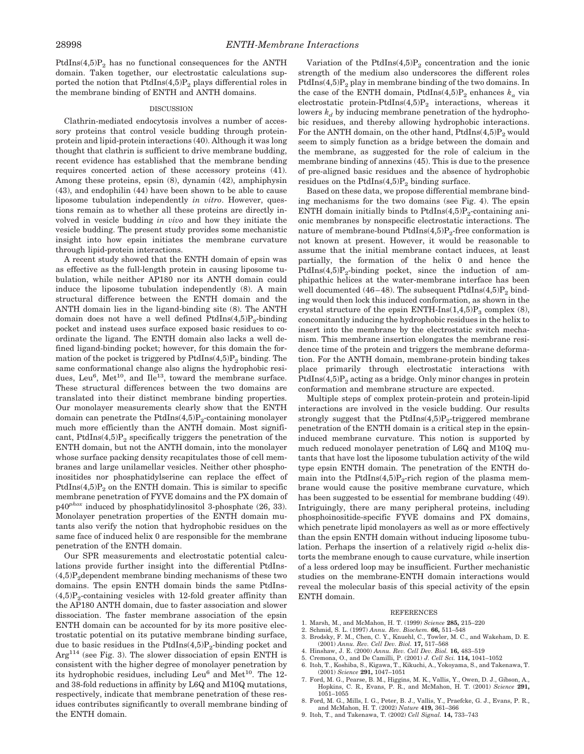$PtdIns(4,5)P_2$ has no functional consequences for the ANTH domain. Taken together, our electrostatic calculations supported the notion that $PtdIns(4,5)P_2$ plays differential roles in the membrane binding of ENTH and ANTH domains.

## DISCUSSION

Clathrin-mediated endocytosis involves a number of accessory proteins that control vesicle budding through protein-protein and lipid-protein interactions (40). Although it was long thought that clathrin is sufficient to drive membrane budding, recent evidence has established that the membrane bending requires concerted action of these accessory proteins (41). Among these proteins, epsin (8), dynamin (42), amphiphysin (43), and endophilin (44) have been shown to be able to cause liposome tubulation independently *in vitro*. However, questions remain as to whether all these proteins are directly involved in vesicle budding *in vivo* and how they initiate the vesicle budding. The present study provides some mechanistic insight into how epsin initiates the membrane curvature through lipid-protein interactions.

A recent study showed that the ENTH domain of epsin was as effective as the full-length protein in causing liposome tubulation, while neither AP180 nor its ANTH domain could induce the liposome tubulation independently (8). A main structural difference between the ENTH domain and the ANTH domain lies in the ligand-binding site (8). The ANTH domain does not have a well defined $PtdIns(4,5)P_2$-binding pocket and instead uses surface exposed basic residues to coordinate the ligand. The ENTH domain also lacks a well defined ligand-binding pocket; however, for this domain the formation of the pocket is triggered by $PtdIns(4,5)P_2$ binding. The same conformational change also aligns the hydrophobic residues, $Leu^6$, $Met^{10}$, and $Ile^{13}$, toward the membrane surface. These structural differences between the two domains are translated into their distinct membrane binding properties. Our monolayer measurements clearly show that the ENTH domain can penetrate the $PtdIns(4,5)P_2$-containing monolayer much more efficiently than the ANTH domain. Most significant, $PtdIns(4,5)P_2$ specifically triggers the penetration of the ENTH domain, but not the ANTH domain, into the monolayer whose surface packing density recapitulates those of cell membranes and large unilamellar vesicles. Neither other phosphoinositides nor phosphatidylserine can replace the effect of $PtdIns(4,5)P_2$ on the ENTH domain. This is similar to specific membrane penetration of FYVE domains and the PX domain of p40*phox* induced by phosphatidylinositol 3-phosphate (26, 33). Monolayer penetration properties of the ENTH domain mutants also verify the notion that hydrophobic residues on the same face of induced helix 0 are responsible for the membrane penetration of the ENTH domain.

Our SPR measurements and electrostatic potential calculations provide further insight into the differential $PtdIns(4,5)P_2$dependent membrane binding mechanisms of these two domains. The epsin ENTH domain binds the same $PtdIns(4,5)P_2$-containing vesicles with 12-fold greater affinity than the AP180 ANTH domain, due to faster association and slower dissociation. The faster membrane association of the epsin ENTH domain can be accounted for by its more positive electrostatic potential on its putative membrane binding surface, due to basic residues in the $PtdIns(4,5)P_2$-binding pocket and $Arg^{114}$ (see Fig. 3). The slower dissociation of epsin ENTH is consistent with the higher degree of monolayer penetration by its hydrophobic residues, including $Leu^6$ and $Met^{10}$. The 12- and 38-fold reductions in affinity by L6Q and M10Q mutations, respectively, indicate that membrane penetration of these residues contributes significantly to overall membrane binding of the ENTH domain.

Variation of the $PtdIns(4,5)P_2$ concentration and the ionic strength of the medium also underscores the different roles $PtdIns(4,5)P_2$ play in membrane binding of the two domains. In the case of the ENTH domain, $PtdIns(4,5)P_2$ enhances $k_a$ via electrostatic protein-$PtdIns(4,5)P_2$ interactions, whereas it lowers $k_d$ by inducing membrane penetration of the hydrophobic residues, and thereby allowing hydrophobic interactions. For the ANTH domain, on the other hand, $PtdIns(4,5)P_2$ would seem to simply function as a bridge between the domain and the membrane, as suggested for the role of calcium in the membrane binding of annexins (45). This is due to the presence of pre-aligned basic residues and the absence of hydrophobic residues on the $PtdIns(4,5)P_2$ binding surface.

Based on these data, we propose differential membrane binding mechanisms for the two domains (see Fig. 4). The epsin ENTH domain initially binds to $PtdIns(4,5)P_2$-containing anionic membranes by nonspecific electrostatic interactions. The nature of membrane-bound $PtdIns(4,5)P_2$-free conformation is not known at present. However, it would be reasonable to assume that the initial membrane contact induces, at least partially, the formation of the helix 0 and hence the $PtdIns(4,5)P_2$-binding pocket, since the induction of amphipathic helices at the water-membrane interface has been well documented (46–48). The subsequent $PtdIns(4,5)P_2$ binding would then lock this induced conformation, as shown in the crystal structure of the epsin ENTH-$Ins(1,4,5)P_3$ complex (8), concomitantly inducing the hydrophobic residues in the helix to insert into the membrane by the electrostatic switch mechanism. This membrane insertion elongates the membrane residence time of the protein and triggers the membrane deformation. For the ANTH domain, membrane-protein binding takes place primarily through electrostatic interactions with $PtdIns(4,5)P_2$ acting as a bridge. Only minor changes in protein conformation and membrane structure are expected.

Multiple steps of complex protein-protein and protein-lipid interactions are involved in the vesicle budding. Our results strongly suggest that the $PtdIns(4,5)P_2$-triggered membrane penetration of the ENTH domain is a critical step in the epsin-induced membrane curvature. This notion is supported by much reduced monolayer penetration of L6Q and M10Q mutants that have lost the liposome tubulation activity of the wild type epsin ENTH domain. The penetration of the ENTH domain into the $PtdIns(4,5)P_2$-rich region of the plasma membrane would cause the positive membrane curvature, which has been suggested to be essential for membrane budding (49). Intriguingly, there are many peripheral proteins, including phosphoinositide-specific FYVE domains and PX domains, which penetrate lipid monolayers as well as or more effectively than the epsin ENTH domain without inducing liposome tubulation. Perhaps the insertion of a relatively rigid $\alpha$-helix distorts the membrane enough to cause curvature, while insertion of a less ordered loop may be insufficient. Further mechanistic studies on the membrane-ENTH domain interactions would reveal the molecular basis of this special activity of the epsin ENTH domain.

## REFERENCES

1. Marsh, M., and McMahon, H. T. (1999) *Science* **285,** 215–220
2. Schmid, S. L. (1997) *Annu. Rev. Biochem.* **66,** 511–548
3. Brodsky, F. M., Chen, C. Y., Knuehl, C., Towler, M. C., and Wakeham, D. E. (2001) *Annu. Rev. Cell Dev. Biol.* **17,** 517–568
4. Hinshaw, J. E. (2000) *Annu. Rev. Cell Dev. Biol.* **16,** 483–519
5. Cremona, O., and De Camilli, P. (2001) *J. Cell Sci.* **114,** 1041–1052
6. Itoh, T., Koshiba, S., Kigawa, T., Kikuchi, A., Yokoyama, S., and Takenawa, T. (2001) *Science* **291,** 1047–1051
7. Ford, M. G., Pearse, B. M., Higgins, M. K., Vallis, Y., Owen, D. J., Gibson, A., Hopkins, C. R., Evans, P. R., and McMahon, H. T. (2001) *Science* **291,** 1051–1055
8. Ford, M. G., Mills, I. G., Peter, B. J., Vallis, Y., Praefcke, G. J., Evans, P. R., and McMahon, H. T. (2002) *Nature* **419,** 361–366
9. Itoh, T., and Takenawa, T. (2002) *Cell Signal.* **14,** 733–743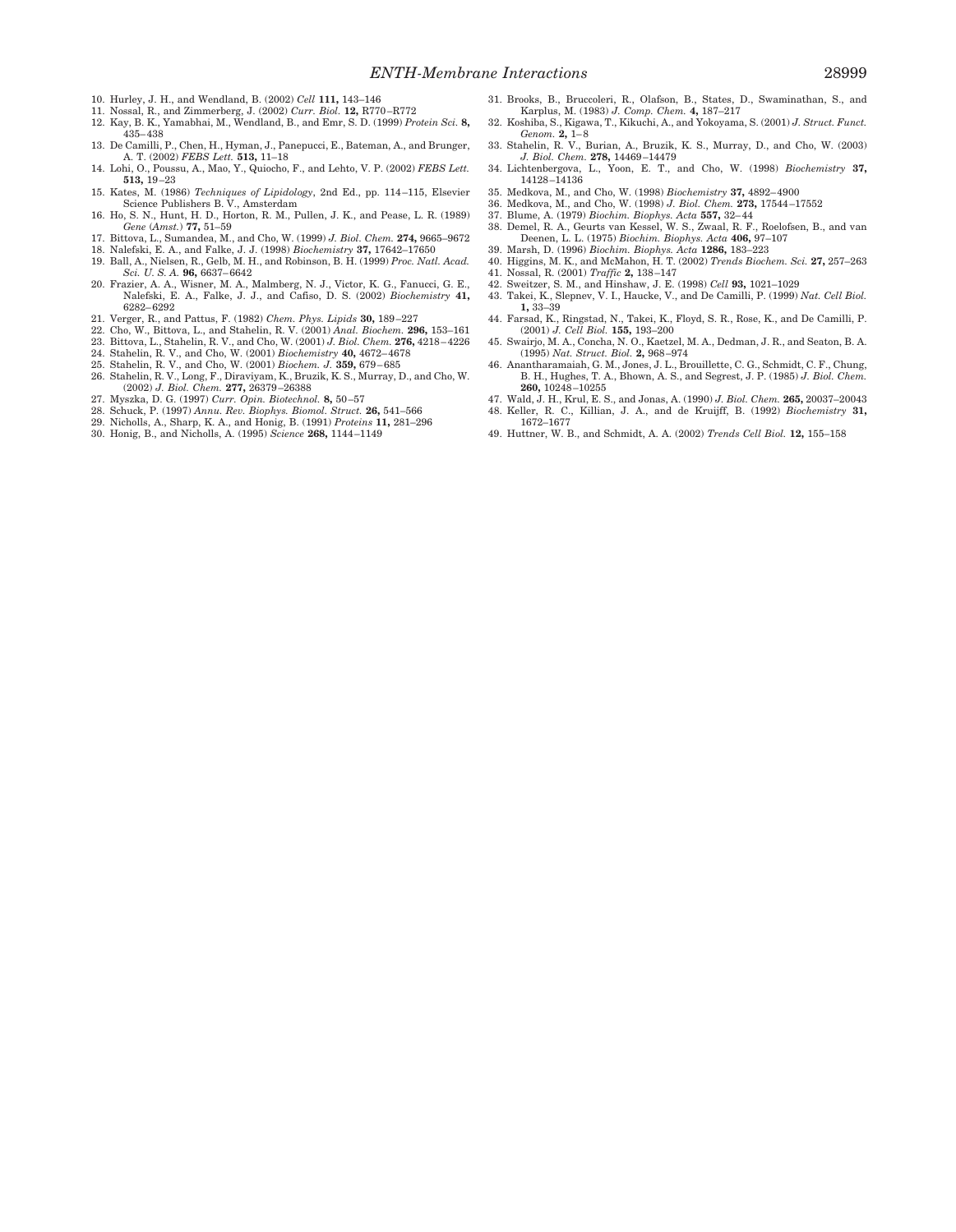10. Hurley, J. H., and Wendland, B. (2002) *Cell* **111,** 143–146
11. Nossal, R., and Zimmerberg, J. (2002) *Curr. Biol.* **12,** R770–R772
12. Kay, B. K., Yamabhai, M., Wendland, B., and Emr, S. D. (1999) *Protein Sci.* **8,** 435–438
13. De Camilli, P., Chen, H., Hyman, J., Panepucci, E., Bateman, A., and Brunger, A. T. (2002) *FEBS Lett.* **513,** 11–18
14. Lohi, O., Poussu, A., Mao, Y., Quiocho, F., and Lehto, V. P. (2002) *FEBS Lett.* **513,** 19–23
15. Kates, M. (1986) *Techniques of Lipidology*, 2nd Ed., pp. 114–115, Elsevier Science Publishers B. V., Amsterdam
16. Ho, S. N., Hunt, H. D., Horton, R. M., Pullen, J. K., and Pease, L. R. (1989) *Gene* (*Amst.*) **77,** 51–59
17. Bittova, L., Sumandea, M., and Cho, W. (1999) *J. Biol. Chem.* **274,** 9665–9672
18. Nalefski, E. A., and Falke, J. J. (1998) *Biochemistry* **37,** 17642–17650
19. Ball, A., Nielsen, R., Gelb, M. H., and Robinson, B. H. (1999) *Proc. Natl. Acad. Sci. U. S. A.* **96,** 6637–6642
20. Frazier, A. A., Wisner, M. A., Malmberg, N. J., Victor, K. G., Fanucci, G. E., Nalefski, E. A., Falke, J. J., and Cafiso, D. S. (2002) *Biochemistry* **41,** 6282–6292
21. Verger, R., and Pattus, F. (1982) *Chem. Phys. Lipids* **30,** 189–227
22. Cho, W., Bittova, L., and Stahelin, R. V. (2001) *Anal. Biochem.* **296,** 153–161
23. Bittova, L., Stahelin, R. V., and Cho, W. (2001) *J. Biol. Chem.* **276,** 4218–4226
24. Stahelin, R. V., and Cho, W. (2001) *Biochemistry* **40,** 4672–4678
25. Stahelin, R. V., and Cho, W. (2001) *Biochem. J.* **359,** 679–685
26. Stahelin, R. V., Long, F., Diraviyam, K., Bruzik, K. S., Murray, D., and Cho, W. (2002) *J. Biol. Chem.* **277,** 26379–26388
27. Myszka, D. G. (1997) *Curr. Opin. Biotechnol.* **8,** 50–57
28. Schuck, P. (1997) *Annu. Rev. Biophys. Biomol. Struct.* **26,** 541–566
29. Nicholls, A., Sharp, K. A., and Honig, B. (1991) *Proteins* **11,** 281–296
30. Honig, B., and Nicholls, A. (1995) *Science* **268,** 1144–1149
31. Brooks, B., Bruccoleri, R., Olafson, B., States, D., Swaminathan, S., and Karplus, M. (1983) *J. Comp. Chem.* **4,** 187–217
32. Koshiba, S., Kigawa, T., Kikuchi, A., and Yokoyama, S. (2001) *J. Struct. Funct. Genom.* **2,** 1–8
33. Stahelin, R. V., Burian, A., Bruzik, K. S., Murray, D., and Cho, W. (2003) *J. Biol. Chem.* **278,** 14469–14479
34. Lichtenbergova, L., Yoon, E. T., and Cho, W. (1998) *Biochemistry* **37,** 14128–14136
35. Medkova, M., and Cho, W. (1998) *Biochemistry* **37,** 4892–4900
36. Medkova, M., and Cho, W. (1998) *J. Biol. Chem.* **273,** 17544–17552
37. Blume, A. (1979) *Biochim. Biophys. Acta* **557,** 32–44
38. Demel, R. A., Geurts van Kessel, W. S., Zwaal, R. F., Roelofsen, B., and van Deenen, L. L. (1975) *Biochim. Biophys. Acta* **406,** 97–107
39. Marsh, D. (1996) *Biochim. Biophys. Acta* **1286,** 183–223
40. Higgins, M. K., and McMahon, H. T. (2002) *Trends Biochem. Sci.* **27,** 257–263
41. Nossal, R. (2001) *Traffic* **2,** 138–147
42. Sweitzer, S. M., and Hinshaw, J. E. (1998) *Cell* **93,** 1021–1029
43. Takei, K., Slepnev, V. I., Haucke, V., and De Camilli, P. (1999) *Nat. Cell Biol.* **1,** 33–39
44. Farsad, K., Ringstad, N., Takei, K., Floyd, S. R., Rose, K., and De Camilli, P. (2001) *J. Cell Biol.* **155,** 193–200
45. Swairjo, M. A., Concha, N. O., Kaetzel, M. A., Dedman, J. R., and Seaton, B. A. (1995) *Nat. Struct. Biol.* **2,** 968–974
46. Anantharamaiah, G. M., Jones, J. L., Brouillette, C. G., Schmidt, C. F., Chung, B. H., Hughes, T. A., Bhown, A. S., and Segrest, J. P. (1985) *J. Biol. Chem.* **260,** 10248–10255
47. Wald, J. H., Krul, E. S., and Jonas, A. (1990) *J. Biol. Chem.* **265,** 20037–20043
48. Keller, R. C., Killian, J. A., and de Kruijff, B. (1992) *Biochemistry* **31,** 1672–1677
49. Huttner, W. B., and Schmidt, A. A. (2002) *Trends Cell Biol.* **12,** 155–158